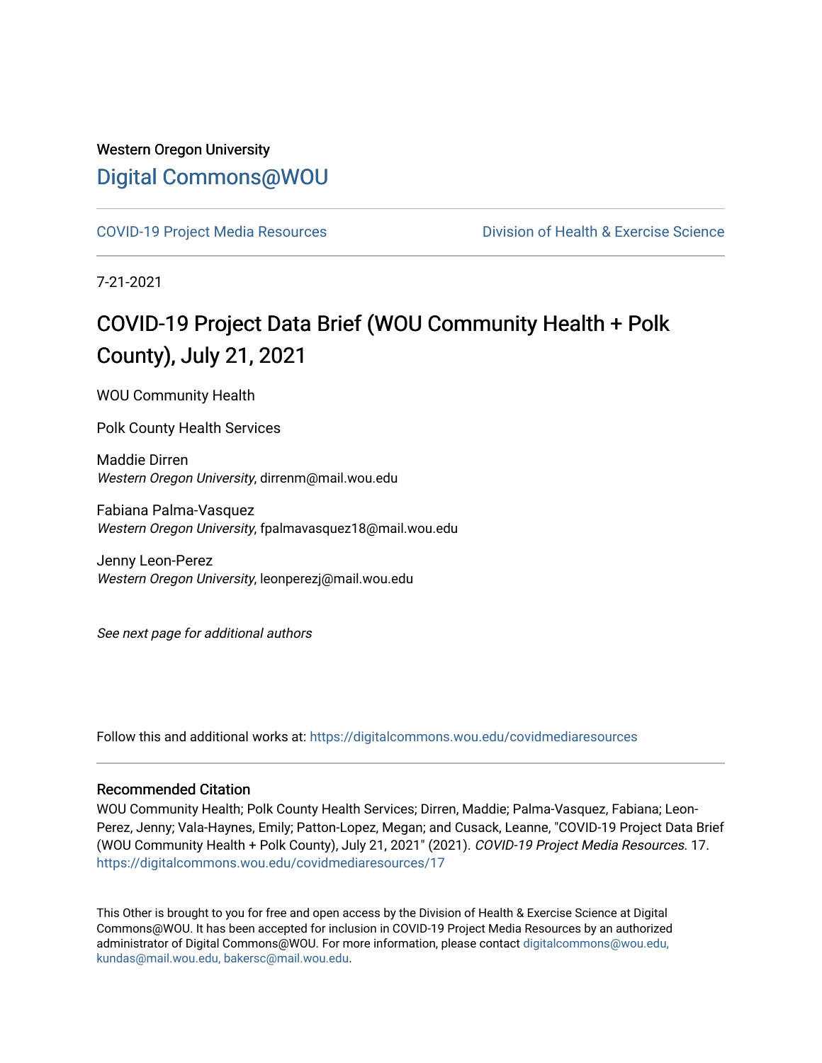Western Oregon University

# Digital Commons@WOU

COVID-19 Project Media Resources | Division of Health & Exercise Science

7-21-2021

## COVID-19 Project Data Brief (WOU Community Health + Polk County), July 21, 2021

WOU Community Health

Polk County Health Services

Maddie Dirren
*Western Oregon University*, dirrenm@mail.wou.edu

Fabiana Palma-Vasquez
*Western Oregon University*, fpalmavasquez18@mail.wou.edu

Jenny Leon-Perez
*Western Oregon University*, leonperezj@mail.wou.edu

*See next page for additional authors*

Follow this and additional works at: https://digitalcommons.wou.edu/covidmediaresources

### Recommended Citation

WOU Community Health; Polk County Health Services; Dirren, Maddie; Palma-Vasquez, Fabiana; Leon-Perez, Jenny; Vala-Haynes, Emily; Patton-Lopez, Megan; and Cusack, Leanne, "COVID-19 Project Data Brief (WOU Community Health + Polk County), July 21, 2021" (2021). *COVID-19 Project Media Resources*. 17.
https://digitalcommons.wou.edu/covidmediaresources/17

This Other is brought to you for free and open access by the Division of Health & Exercise Science at Digital Commons@WOU. It has been accepted for inclusion in COVID-19 Project Media Resources by an authorized administrator of Digital Commons@WOU. For more information, please contact digitalcommons@wou.edu, kundas@mail.wou.edu, bakersc@mail.wou.edu.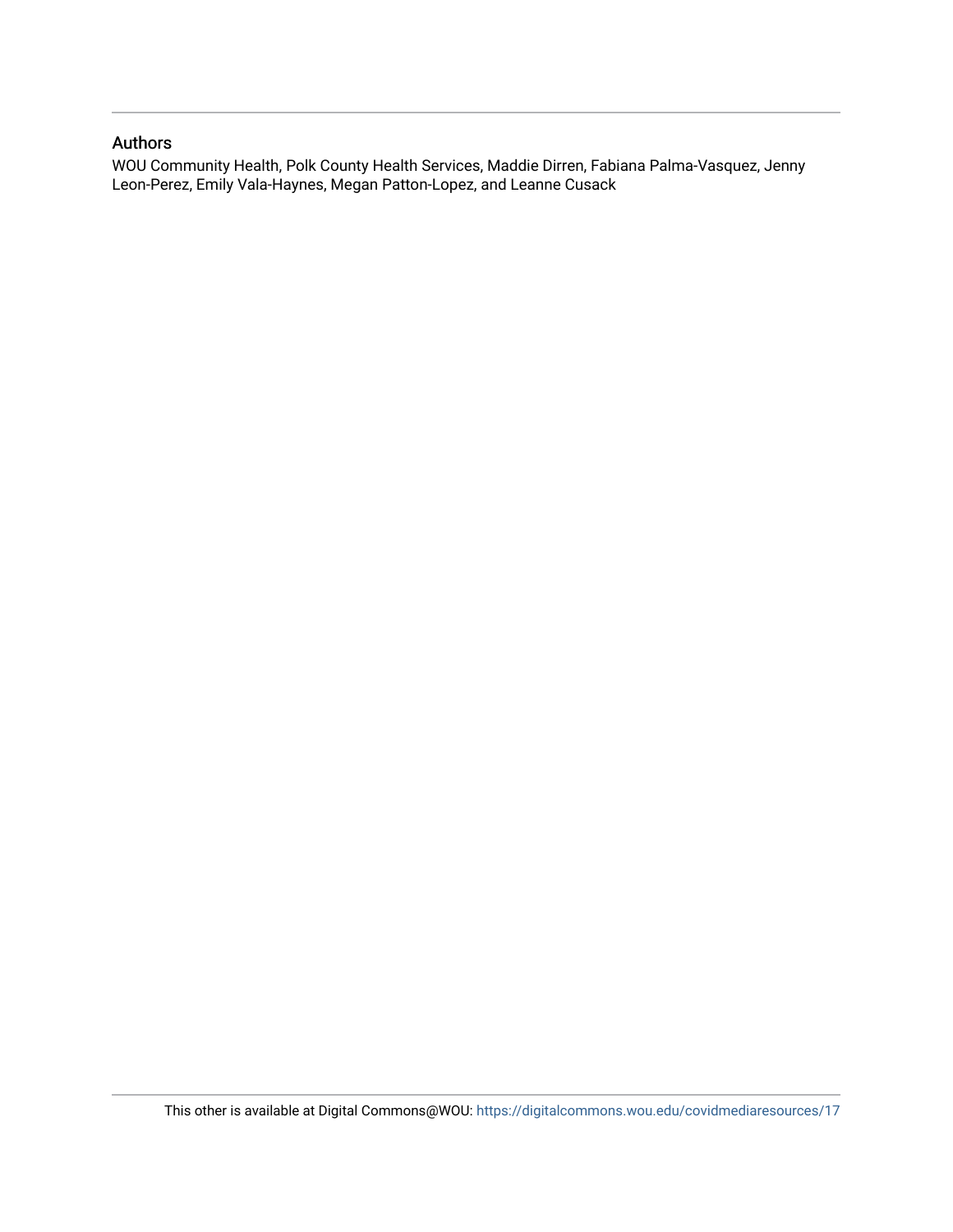## Authors

WOU Community Health, Polk County Health Services, Maddie Dirren, Fabiana Palma-Vasquez, Jenny Leon-Perez, Emily Vala-Haynes, Megan Patton-Lopez, and Leanne Cusack

This other is available at Digital Commons@WOU: https://digitalcommons.wou.edu/covidmediaresources/17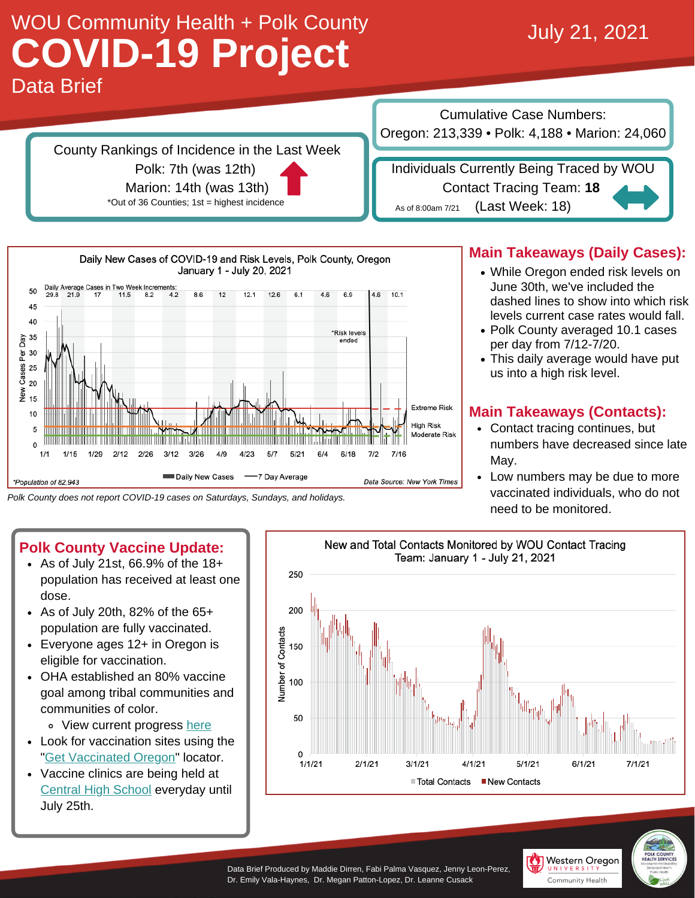# WOU Community Health + Polk County

# COVID-19 Project

## Data Brief

July 21, 2021

Cumulative Case Numbers:
Oregon: 213,339 • Polk: 4,188 • Marion: 24,060

County Rankings of Incidence in the Last Week
Polk: 7th (was 12th)
Marion: 14th (was 13th)
*Out of 36 Counties; 1st = highest incidence

Individuals Currently Being Traced by WOU Contact Tracing Team: **18**
As of 8:00am 7/21 (Last Week: 18)

Daily New Cases of COVID-19 and Risk Levels, Polk County, Oregon
January 1 - July 20, 2021

*Population of 82,943 — Data Source: New York Times

*Polk County does not report COVID-19 cases on Saturdays, Sundays, and holidays.*

## Main Takeaways (Daily Cases):

- While Oregon ended risk levels on June 30th, we've included the dashed lines to show into which risk levels current case rates would fall.
- Polk County averaged 10.1 cases per day from 7/12-7/20.
- This daily average would have put us into a high risk level.

## Main Takeaways (Contacts):

- Contact tracing continues, but numbers have decreased since late May.
- Low numbers may be due to more vaccinated individuals, who do not need to be monitored.

## Polk County Vaccine Update:

- As of July 21st, 66.9% of the 18+ population has received at least one dose.
- As of July 20th, 82% of the 65+ population are fully vaccinated.
- Everyone ages 12+ in Oregon is eligible for vaccination.
- OHA established an 80% vaccine goal among tribal communities and communities of color.
  - View current progress here
- Look for vaccination sites using the "Get Vaccinated Oregon" locator.
- Vaccine clinics are being held at Central High School everyday until July 25th.

New and Total Contacts Monitored by WOU Contact Tracing Team: January 1 - July 21, 2021

Data Brief Produced by Maddie Dirren, Fabi Palma Vasquez, Jenny Leon-Perez, Dr. Emily Vala-Haynes, Dr. Megan Patton-Lopez, Dr. Leanne Cusack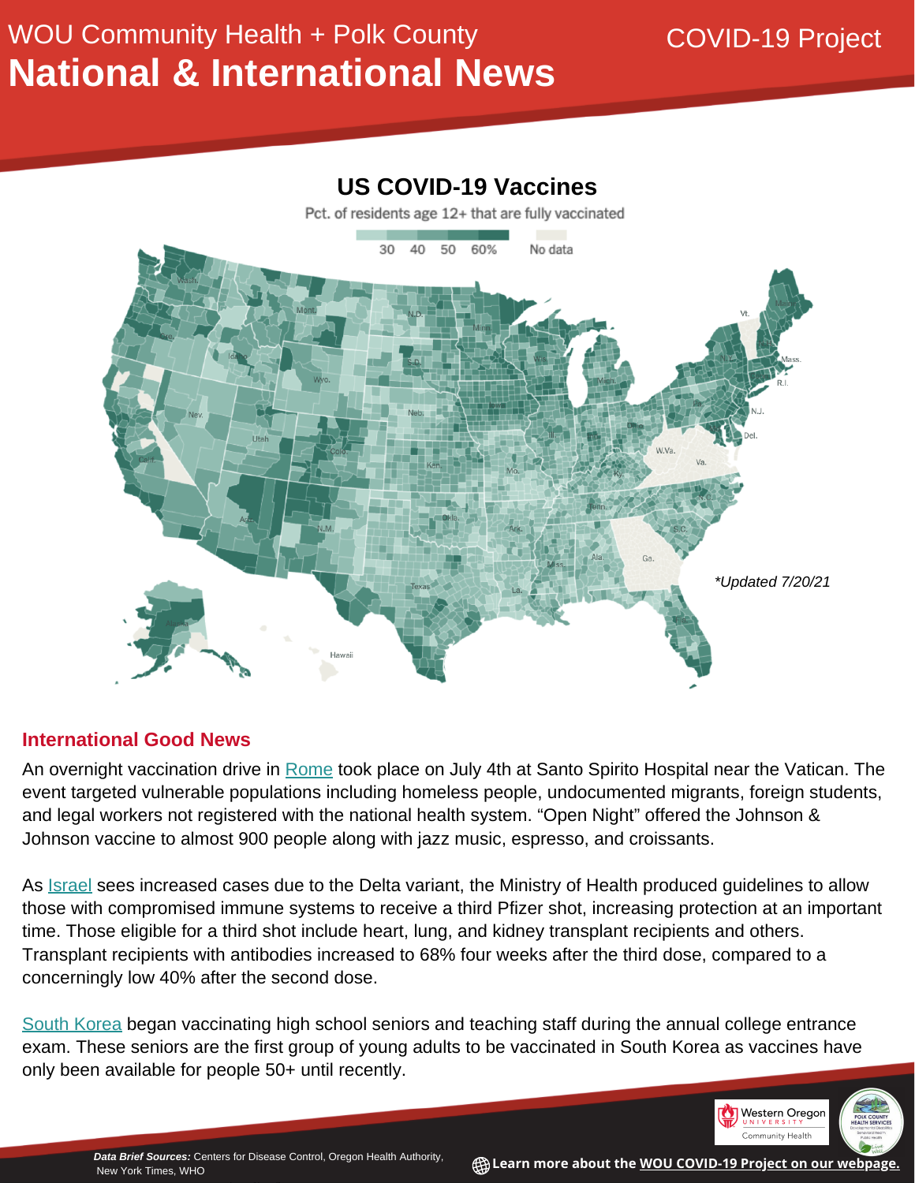# WOU Community Health + Polk County

# National & International News

COVID-19 Project

## US COVID-19 Vaccines

Pct. of residents age 12+ that are fully vaccinated

30 40 50 60%

No data

*Updated 7/20/21*

## International Good News

An overnight vaccination drive in Rome took place on July 4th at Santo Spirito Hospital near the Vatican. The event targeted vulnerable populations including homeless people, undocumented migrants, foreign students, and legal workers not registered with the national health system. "Open Night" offered the Johnson & Johnson vaccine to almost 900 people along with jazz music, espresso, and croissants.

As Israel sees increased cases due to the Delta variant, the Ministry of Health produced guidelines to allow those with compromised immune systems to receive a third Pfizer shot, increasing protection at an important time. Those eligible for a third shot include heart, lung, and kidney transplant recipients and others. Transplant recipients with antibodies increased to 68% four weeks after the third dose, compared to a concerningly low 40% after the second dose.

South Korea began vaccinating high school seniors and teaching staff during the annual college entrance exam. These seniors are the first group of young adults to be vaccinated in South Korea as vaccines have only been available for people 50+ until recently.

***Data Brief Sources:*** Centers for Disease Control, Oregon Health Authority, New York Times, WHO

**Learn more about the WOU COVID-19 Project on our webpage.**